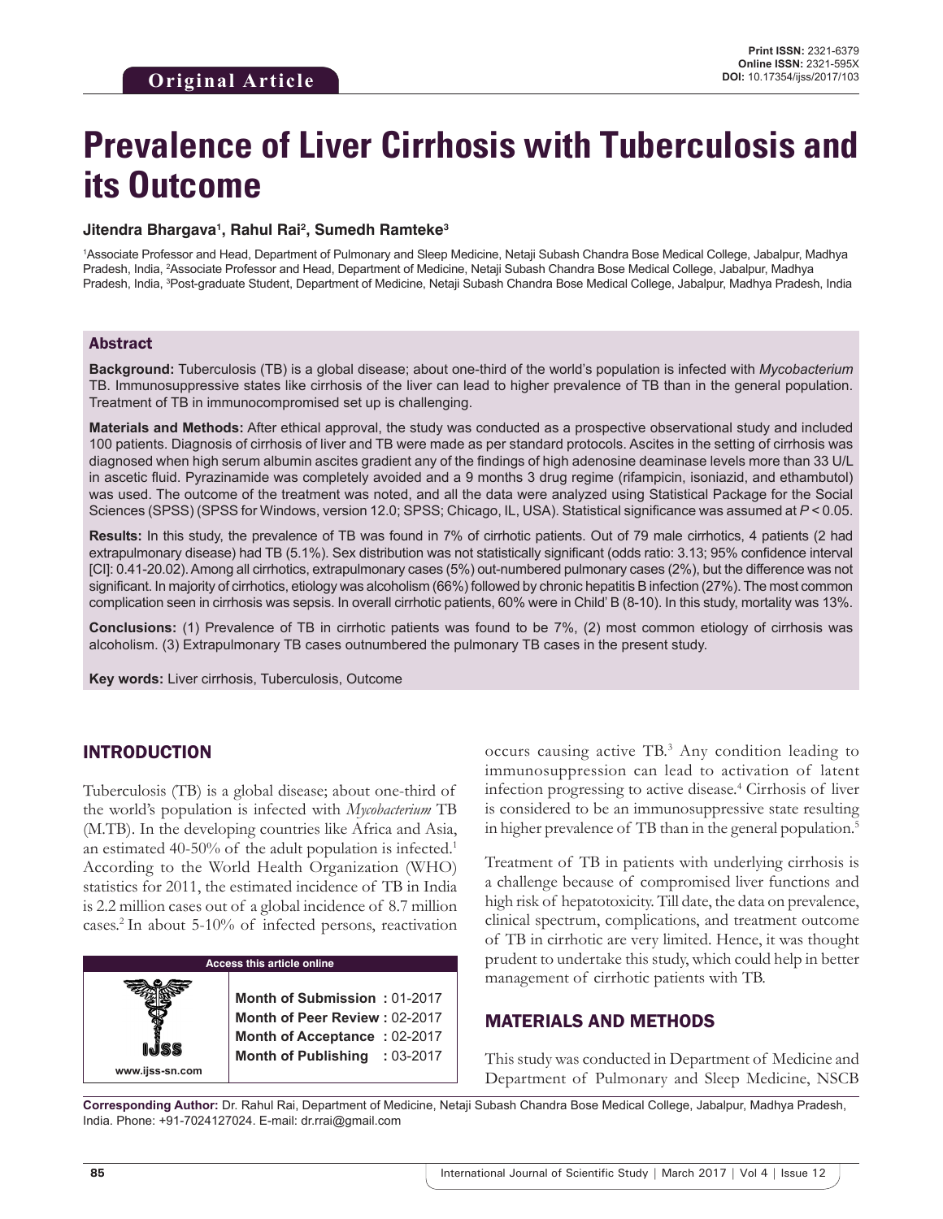**Original Article**

Print ISSN: 2321-6379
Online ISSN: 2321-595X
DOI: 10.17354/ijss/2017/103

# Prevalence of Liver Cirrhosis with Tuberculosis and its Outcome

**Jitendra Bhargava[1], Rahul Rai[2], Sumedh Ramteke[3]**

[1]Associate Professor and Head, Department of Pulmonary and Sleep Medicine, Netaji Subash Chandra Bose Medical College, Jabalpur, Madhya Pradesh, India, [2]Associate Professor and Head, Department of Medicine, Netaji Subash Chandra Bose Medical College, Jabalpur, Madhya Pradesh, India, [3]Post-graduate Student, Department of Medicine, Netaji Subash Chandra Bose Medical College, Jabalpur, Madhya Pradesh, India

## Abstract

**Background:** Tuberculosis (TB) is a global disease; about one-third of the world's population is infected with *Mycobacterium* TB. Immunosuppressive states like cirrhosis of the liver can lead to higher prevalence of TB than in the general population. Treatment of TB in immunocompromised set up is challenging.

**Materials and Methods:** After ethical approval, the study was conducted as a prospective observational study and included 100 patients. Diagnosis of cirrhosis of liver and TB were made as per standard protocols. Ascites in the setting of cirrhosis was diagnosed when high serum albumin ascites gradient any of the findings of high adenosine deaminase levels more than 33 U/L in ascetic fluid. Pyrazinamide was completely avoided and a 9 months 3 drug regime (rifampicin, isoniazid, and ethambutol) was used. The outcome of the treatment was noted, and all the data were analyzed using Statistical Package for the Social Sciences (SPSS) (SPSS for Windows, version 12.0; SPSS; Chicago, IL, USA). Statistical significance was assumed at $P < 0.05$.

**Results:** In this study, the prevalence of TB was found in 7% of cirrhotic patients. Out of 79 male cirrhotics, 4 patients (2 had extrapulmonary disease) had TB (5.1%). Sex distribution was not statistically significant (odds ratio: 3.13; 95% confidence interval [CI]: 0.41-20.02). Among all cirrhotics, extrapulmonary cases (5%) out-numbered pulmonary cases (2%), but the difference was not significant. In majority of cirrhotics, etiology was alcoholism (66%) followed by chronic hepatitis B infection (27%). The most common complication seen in cirrhosis was sepsis. In overall cirrhotic patients, 60% were in Child' B (8-10). In this study, mortality was 13%.

**Conclusions:** (1) Prevalence of TB in cirrhotic patients was found to be 7%, (2) most common etiology of cirrhosis was alcoholism. (3) Extrapulmonary TB cases outnumbered the pulmonary TB cases in the present study.

**Key words:** Liver cirrhosis, Tuberculosis, Outcome

## INTRODUCTION

Tuberculosis (TB) is a global disease; about one-third of the world's population is infected with *Mycobacterium* TB (M.TB). In the developing countries like Africa and Asia, an estimated 40-50% of the adult population is infected.[1] According to the World Health Organization (WHO) statistics for 2011, the estimated incidence of TB in India is 2.2 million cases out of a global incidence of 8.7 million cases.[2] In about 5-10% of infected persons, reactivation occurs causing active TB.[3] Any condition leading to immunosuppression can lead to activation of latent infection progressing to active disease.[4] Cirrhosis of liver is considered to be an immunosuppressive state resulting in higher prevalence of TB than in the general population.[5]

Treatment of TB in patients with underlying cirrhosis is a challenge because of compromised liver functions and high risk of hepatotoxicity. Till date, the data on prevalence, clinical spectrum, complications, and treatment outcome of TB in cirrhotic are very limited. Hence, it was thought prudent to undertake this study, which could help in better management of cirrhotic patients with TB.

| Access this article online | |
|---|---|
| www.ijss-sn.com | **Month of Submission :** 01-2017 |
| | **Month of Peer Review :** 02-2017 |
| | **Month of Acceptance :** 02-2017 |
| | **Month of Publishing :** 03-2017 |

## MATERIALS AND METHODS

This study was conducted in Department of Medicine and Department of Pulmonary and Sleep Medicine, NSCB

**Corresponding Author:** Dr. Rahul Rai, Department of Medicine, Netaji Subash Chandra Bose Medical College, Jabalpur, Madhya Pradesh, India. Phone: +91-7024127024. E-mail: dr.rrai@gmail.com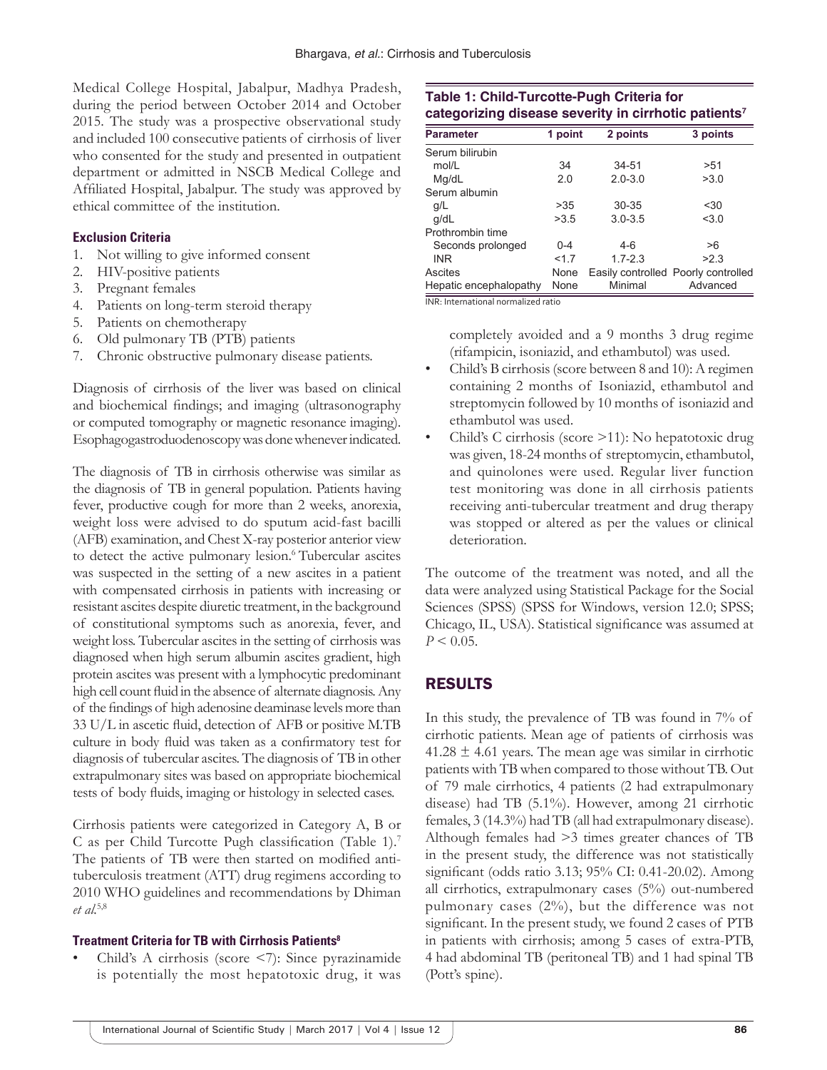Medical College Hospital, Jabalpur, Madhya Pradesh, during the period between October 2014 and October 2015. The study was a prospective observational study and included 100 consecutive patients of cirrhosis of liver who consented for the study and presented in outpatient department or admitted in NSCB Medical College and Affiliated Hospital, Jabalpur. The study was approved by ethical committee of the institution.

### Exclusion Criteria

1. Not willing to give informed consent
2. HIV-positive patients
3. Pregnant females
4. Patients on long-term steroid therapy
5. Patients on chemotherapy
6. Old pulmonary TB (PTB) patients
7. Chronic obstructive pulmonary disease patients.

Diagnosis of cirrhosis of the liver was based on clinical and biochemical findings; and imaging (ultrasonography or computed tomography or magnetic resonance imaging). Esophagogastroduodenoscopy was done whenever indicated.

The diagnosis of TB in cirrhosis otherwise was similar as the diagnosis of TB in general population. Patients having fever, productive cough for more than 2 weeks, anorexia, weight loss were advised to do sputum acid-fast bacilli (AFB) examination, and Chest X-ray posterior anterior view to detect the active pulmonary lesion.[6] Tubercular ascites was suspected in the setting of a new ascites in a patient with compensated cirrhosis in patients with increasing or resistant ascites despite diuretic treatment, in the background of constitutional symptoms such as anorexia, fever, and weight loss. Tubercular ascites in the setting of cirrhosis was diagnosed when high serum albumin ascites gradient, high protein ascites was present with a lymphocytic predominant high cell count fluid in the absence of alternate diagnosis. Any of the findings of high adenosine deaminase levels more than 33 U/L in ascetic fluid, detection of AFB or positive M.TB culture in body fluid was taken as a confirmatory test for diagnosis of tubercular ascites. The diagnosis of TB in other extrapulmonary sites was based on appropriate biochemical tests of body fluids, imaging or histology in selected cases.

Cirrhosis patients were categorized in Category A, B or C as per Child Turcotte Pugh classification (Table 1).[7] The patients of TB were then started on modified anti-tuberculosis treatment (ATT) drug regimens according to 2010 WHO guidelines and recommendations by Dhiman *et al*.[5,8]

### Treatment Criteria for TB with Cirrhosis Patients[8]

- Child's A cirrhosis (score <7): Since pyrazinamide is potentially the most hepatotoxic drug, it was completely avoided and a 9 months 3 drug regime (rifampicin, isoniazid, and ethambutol) was used.
- Child's B cirrhosis (score between 8 and 10): A regimen containing 2 months of Isoniazid, ethambutol and streptomycin followed by 10 months of isoniazid and ethambutol was used.
- Child's C cirrhosis (score >11): No hepatotoxic drug was given, 18-24 months of streptomycin, ethambutol, and quinolones were used. Regular liver function test monitoring was done in all cirrhosis patients receiving anti-tubercular treatment and drug therapy was stopped or altered as per the values or clinical deterioration.

**Table 1: Child-Turcotte-Pugh Criteria for categorizing disease severity in cirrhotic patients[7]**

| Parameter | 1 point | 2 points | 3 points |
|---|---|---|---|
| Serum bilirubin | | | |
| mol/L | 34 | 34-51 | >51 |
| Mg/dL | 2.0 | 2.0-3.0 | >3.0 |
| Serum albumin | | | |
| g/L | >35 | 30-35 | <30 |
| g/dL | >3.5 | 3.0-3.5 | <3.0 |
| Prothrombin time | | | |
| Seconds prolonged | 0-4 | 4-6 | >6 |
| INR | <1.7 | 1.7-2.3 | >2.3 |
| Ascites | None | Easily controlled | Poorly controlled |
| Hepatic encephalopathy | None | Minimal | Advanced |

INR: International normalized ratio

The outcome of the treatment was noted, and all the data were analyzed using Statistical Package for the Social Sciences (SPSS) (SPSS for Windows, version 12.0; SPSS; Chicago, IL, USA). Statistical significance was assumed at $P < 0.05$.

## RESULTS

In this study, the prevalence of TB was found in 7% of cirrhotic patients. Mean age of patients of cirrhosis was $41.28 \pm 4.61$ years. The mean age was similar in cirrhotic patients with TB when compared to those without TB. Out of 79 male cirrhotics, 4 patients (2 had extrapulmonary disease) had TB (5.1%). However, among 21 cirrhotic females, 3 (14.3%) had TB (all had extrapulmonary disease). Although females had >3 times greater chances of TB in the present study, the difference was not statistically significant (odds ratio 3.13; 95% CI: 0.41-20.02). Among all cirrhotics, extrapulmonary cases (5%) out-numbered pulmonary cases (2%), but the difference was not significant. In the present study, we found 2 cases of PTB in patients with cirrhosis; among 5 cases of extra-PTB, 4 had abdominal TB (peritoneal TB) and 1 had spinal TB (Pott's spine).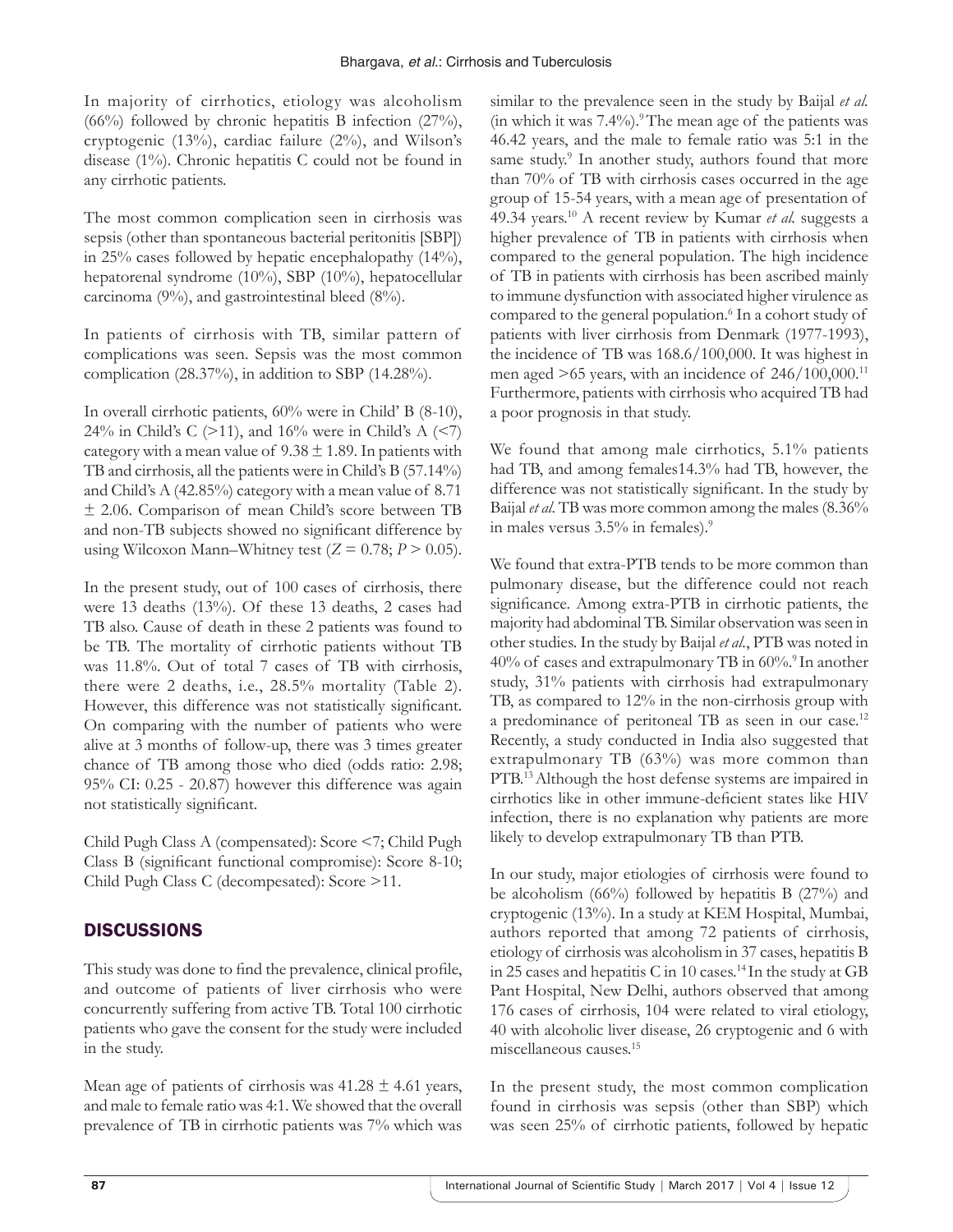In majority of cirrhotics, etiology was alcoholism (66%) followed by chronic hepatitis B infection (27%), cryptogenic (13%), cardiac failure (2%), and Wilson's disease (1%). Chronic hepatitis C could not be found in any cirrhotic patients.

The most common complication seen in cirrhosis was sepsis (other than spontaneous bacterial peritonitis [SBP]) in 25% cases followed by hepatic encephalopathy (14%), hepatorenal syndrome (10%), SBP (10%), hepatocellular carcinoma (9%), and gastrointestinal bleed (8%).

In patients of cirrhosis with TB, similar pattern of complications was seen. Sepsis was the most common complication (28.37%), in addition to SBP (14.28%).

In overall cirrhotic patients, 60% were in Child' B (8-10), 24% in Child's C (>11), and 16% were in Child's A (<7) category with a mean value of 9.38 ± 1.89. In patients with TB and cirrhosis, all the patients were in Child's B (57.14%) and Child's A (42.85%) category with a mean value of 8.71 ± 2.06. Comparison of mean Child's score between TB and non-TB subjects showed no significant difference by using Wilcoxon Mann–Whitney test ($Z = 0.78$; $P > 0.05$).

In the present study, out of 100 cases of cirrhosis, there were 13 deaths (13%). Of these 13 deaths, 2 cases had TB also. Cause of death in these 2 patients was found to be TB. The mortality of cirrhotic patients without TB was 11.8%. Out of total 7 cases of TB with cirrhosis, there were 2 deaths, i.e., 28.5% mortality (Table 2). However, this difference was not statistically significant. On comparing with the number of patients who were alive at 3 months of follow-up, there was 3 times greater chance of TB among those who died (odds ratio: 2.98; 95% CI: 0.25 - 20.87) however this difference was again not statistically significant.

Child Pugh Class A (compensated): Score <7; Child Pugh Class B (significant functional compromise): Score 8-10; Child Pugh Class C (decompesated): Score >11.

## DISCUSSIONS

This study was done to find the prevalence, clinical profile, and outcome of patients of liver cirrhosis who were concurrently suffering from active TB. Total 100 cirrhotic patients who gave the consent for the study were included in the study.

Mean age of patients of cirrhosis was 41.28 ± 4.61 years, and male to female ratio was 4:1. We showed that the overall prevalence of TB in cirrhotic patients was 7% which was similar to the prevalence seen in the study by Baijal *et al.* (in which it was 7.4%).[9] The mean age of the patients was 46.42 years, and the male to female ratio was 5:1 in the same study.[9] In another study, authors found that more than 70% of TB with cirrhosis cases occurred in the age group of 15-54 years, with a mean age of presentation of 49.34 years.[10] A recent review by Kumar *et al.* suggests a higher prevalence of TB in patients with cirrhosis when compared to the general population. The high incidence of TB in patients with cirrhosis has been ascribed mainly to immune dysfunction with associated higher virulence as compared to the general population.[6] In a cohort study of patients with liver cirrhosis from Denmark (1977-1993), the incidence of TB was 168.6/100,000. It was highest in men aged >65 years, with an incidence of 246/100,000.[11] Furthermore, patients with cirrhosis who acquired TB had a poor prognosis in that study.

We found that among male cirrhotics, 5.1% patients had TB, and among females14.3% had TB, however, the difference was not statistically significant. In the study by Baijal *et al.* TB was more common among the males (8.36% in males versus 3.5% in females).[9]

We found that extra-PTB tends to be more common than pulmonary disease, but the difference could not reach significance. Among extra-PTB in cirrhotic patients, the majority had abdominal TB. Similar observation was seen in other studies. In the study by Baijal *et al.*, PTB was noted in 40% of cases and extrapulmonary TB in 60%.[9] In another study, 31% patients with cirrhosis had extrapulmonary TB, as compared to 12% in the non-cirrhosis group with a predominance of peritoneal TB as seen in our case.[12] Recently, a study conducted in India also suggested that extrapulmonary TB (63%) was more common than PTB.[13] Although the host defense systems are impaired in cirrhotics like in other immune-deficient states like HIV infection, there is no explanation why patients are more likely to develop extrapulmonary TB than PTB.

In our study, major etiologies of cirrhosis were found to be alcoholism (66%) followed by hepatitis B (27%) and cryptogenic (13%). In a study at KEM Hospital, Mumbai, authors reported that among 72 patients of cirrhosis, etiology of cirrhosis was alcoholism in 37 cases, hepatitis B in 25 cases and hepatitis C in 10 cases.[14] In the study at GB Pant Hospital, New Delhi, authors observed that among 176 cases of cirrhosis, 104 were related to viral etiology, 40 with alcoholic liver disease, 26 cryptogenic and 6 with miscellaneous causes.[15]

In the present study, the most common complication found in cirrhosis was sepsis (other than SBP) which was seen 25% of cirrhotic patients, followed by hepatic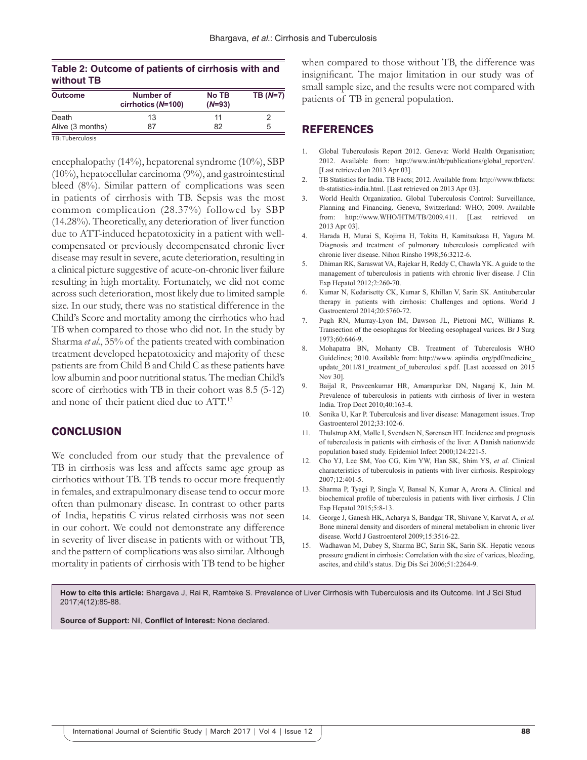**Table 2: Outcome of patients of cirrhosis with and without TB**

| Outcome | Number of cirrhotics (*N*=100) | No TB (*N*=93) | TB (*N*=7) |
|---|---|---|---|
| Death | 13 | 11 | 2 |
| Alive (3 months) | 87 | 82 | 5 |

TB: Tuberculosis

encephalopathy (14%), hepatorenal syndrome (10%), SBP (10%), hepatocellular carcinoma (9%), and gastrointestinal bleed (8%). Similar pattern of complications was seen in patients of cirrhosis with TB. Sepsis was the most common complication (28.37%) followed by SBP (14.28%). Theoretically, any deterioration of liver function due to ATT-induced hepatotoxicity in a patient with well-compensated or previously decompensated chronic liver disease may result in severe, acute deterioration, resulting in a clinical picture suggestive of acute-on-chronic liver failure resulting in high mortality. Fortunately, we did not come across such deterioration, most likely due to limited sample size. In our study, there was no statistical difference in the Child's Score and mortality among the cirrhotics who had TB when compared to those who did not. In the study by Sharma *et al*., 35% of the patients treated with combination treatment developed hepatotoxicity and majority of these patients are from Child B and Child C as these patients have low albumin and poor nutritional status. The median Child's score of cirrhotics with TB in their cohort was 8.5 (5-12) and none of their patient died due to ATT.[13]

## CONCLUSION

We concluded from our study that the prevalence of TB in cirrhosis was less and affects same age group as cirrhotics without TB. TB tends to occur more frequently in females, and extrapulmonary disease tend to occur more often than pulmonary disease. In contrast to other parts of India, hepatitis C virus related cirrhosis was not seen in our cohort. We could not demonstrate any difference in severity of liver disease in patients with or without TB, and the pattern of complications was also similar. Although mortality in patients of cirrhosis with TB tend to be higher when compared to those without TB, the difference was insignificant. The major limitation in our study was of small sample size, and the results were not compared with patients of TB in general population.

## REFERENCES

1. Global Tuberculosis Report 2012. Geneva: World Health Organisation; 2012. Available from: http://www.int/tb/publications/global_report/en/. [Last retrieved on 2013 Apr 03].
2. TB Statistics for India. TB Facts; 2012. Available from: http://www.tbfacts: tb-statistics-india.html. [Last retrieved on 2013 Apr 03].
3. World Health Organization. Global Tuberculosis Control: Surveillance, Planning and Financing. Geneva, Switzerland: WHO; 2009. Available from: http://www.WHO/HTM/TB/2009.411. [Last retrieved on 2013 Apr 03].
4. Harada H, Murai S, Kojima H, Tokita H, Kamitsukasa H, Yagura M. Diagnosis and treatment of pulmonary tuberculosis complicated with chronic liver disease. Nihon Rinsho 1998;56:3212-6.
5. Dhiman RK, Saraswat VA, Rajekar H, Reddy C, Chawla YK. A guide to the management of tuberculosis in patients with chronic liver disease. J Clin Exp Hepatol 2012;2:260-70.
6. Kumar N, Kedarisetty CK, Kumar S, Khillan V, Sarin SK. Antitubercular therapy in patients with cirrhosis: Challenges and options. World J Gastroenterol 2014;20:5760-72.
7. Pugh RN, Murray-Lyon IM, Dawson JL, Pietroni MC, Williams R. Transection of the oesophagus for bleeding oesophageal varices. Br J Surg 1973;60:646-9.
8. Mohapatra BN, Mohanty CB. Treatment of Tuberculosis WHO Guidelines; 2010. Available from: http://www. apiindia. org/pdf/medicine_update_2011/81_treatment_of_tuberculosi s.pdf. [Last accessed on 2015 Nov 30].
9. Baijal R, Praveenkumar HR, Amarapurkar DN, Nagaraj K, Jain M. Prevalence of tuberculosis in patients with cirrhosis of liver in western India. Trop Doct 2010;40:163-4.
10. Sonika U, Kar P. Tuberculosis and liver disease: Management issues. Trop Gastroenterol 2012;33:102-6.
11. Thulstrup AM, Mølle I, Svendsen N, Sørensen HT. Incidence and prognosis of tuberculosis in patients with cirrhosis of the liver. A Danish nationwide population based study. Epidemiol Infect 2000;124:221-5.
12. Cho YJ, Lee SM, Yoo CG, Kim YW, Han SK, Shim YS, *et al.* Clinical characteristics of tuberculosis in patients with liver cirrhosis. Respirology 2007;12:401-5.
13. Sharma P, Tyagi P, Singla V, Bansal N, Kumar A, Arora A. Clinical and biochemical profile of tuberculosis in patients with liver cirrhosis. J Clin Exp Hepatol 2015;5:8-13.
14. George J, Ganesh HK, Acharya S, Bandgar TR, Shivane V, Karvat A, *et al.* Bone mineral density and disorders of mineral metabolism in chronic liver disease. World J Gastroenterol 2009;15:3516-22.
15. Wadhawan M, Dubey S, Sharma BC, Sarin SK, Sarin SK. Hepatic venous pressure gradient in cirrhosis: Correlation with the size of varices, bleeding, ascites, and child's status. Dig Dis Sci 2006;51:2264-9.

**How to cite this article:** Bhargava J, Rai R, Ramteke S. Prevalence of Liver Cirrhosis with Tuberculosis and its Outcome. Int J Sci Stud 2017;4(12):85-88.

**Source of Support:** Nil, **Conflict of Interest:** None declared.